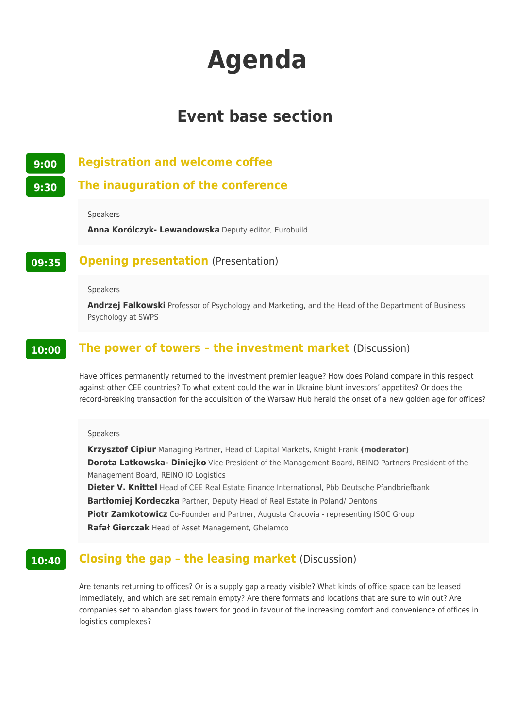# Agenda

## Event base section

**9:00** **Registration and welcome coffee**

**9:30** **The inauguration of the conference**

Speakers

**Anna Korólczyk- Lewandowska** Deputy editor, Eurobuild

**09:35** **Opening presentation** (Presentation)

Speakers

**Andrzej Falkowski** Professor of Psychology and Marketing, and the Head of the Department of Business Psychology at SWPS

**10:00** **The power of towers – the investment market** (Discussion)

Have offices permanently returned to the investment premier league? How does Poland compare in this respect against other CEE countries? To what extent could the war in Ukraine blunt investors' appetites? Or does the record-breaking transaction for the acquisition of the Warsaw Hub herald the onset of a new golden age for offices?

Speakers

**Krzysztof Cipiur** Managing Partner, Head of Capital Markets, Knight Frank **(moderator)**
**Dorota Latkowska- Diniejko** Vice President of the Management Board, REINO Partners President of the Management Board, REINO IO Logistics
**Dieter V. Knittel** Head of CEE Real Estate Finance International, Pbb Deutsche Pfandbriefbank
**Bartłomiej Kordeczka** Partner, Deputy Head of Real Estate in Poland/ Dentons
**Piotr Zamkotowicz** Co-Founder and Partner, Augusta Cracovia - representing ISOC Group
**Rafał Gierczak** Head of Asset Management, Ghelamco

**10:40** **Closing the gap – the leasing market** (Discussion)

Are tenants returning to offices? Or is a supply gap already visible? What kinds of office space can be leased immediately, and which are set remain empty? Are there formats and locations that are sure to win out? Are companies set to abandon glass towers for good in favour of the increasing comfort and convenience of offices in logistics complexes?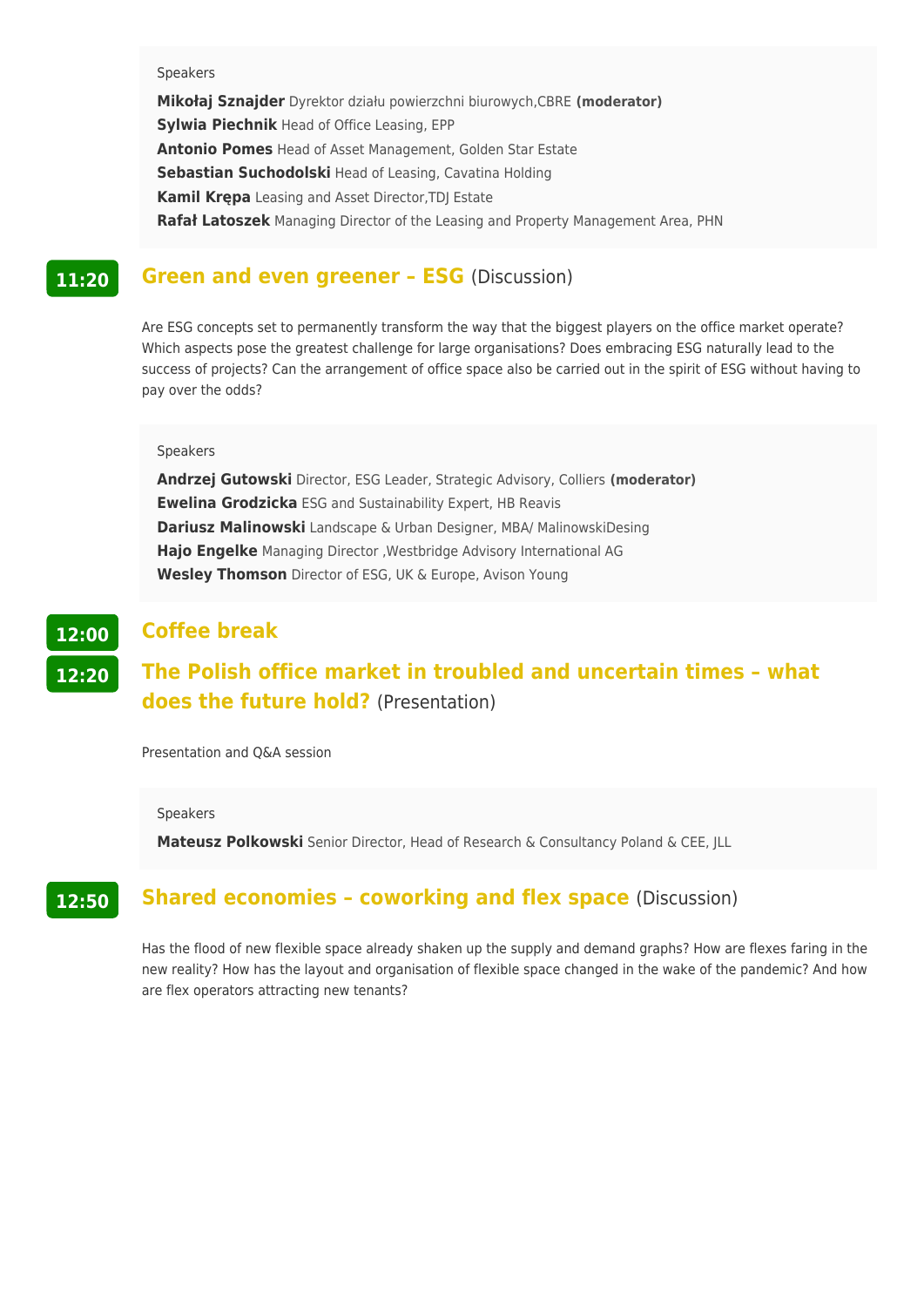Speakers

**Mikołaj Sznajder** Dyrektor działu powierzchni biurowych,CBRE **(moderator)**
**Sylwia Piechnik** Head of Office Leasing, EPP
**Antonio Pomes** Head of Asset Management, Golden Star Estate
**Sebastian Suchodolski** Head of Leasing, Cavatina Holding
**Kamil Krępa** Leasing and Asset Director,TDJ Estate
**Rafał Latoszek** Managing Director of the Leasing and Property Management Area, PHN

## 11:20 Green and even greener – ESG (Discussion)

Are ESG concepts set to permanently transform the way that the biggest players on the office market operate? Which aspects pose the greatest challenge for large organisations? Does embracing ESG naturally lead to the success of projects? Can the arrangement of office space also be carried out in the spirit of ESG without having to pay over the odds?

Speakers

**Andrzej Gutowski** Director, ESG Leader, Strategic Advisory, Colliers **(moderator)**
**Ewelina Grodzicka** ESG and Sustainability Expert, HB Reavis
**Dariusz Malinowski** Landscape & Urban Designer, MBA/ MalinowskiDesing
**Hajo Engelke** Managing Director ,Westbridge Advisory International AG
**Wesley Thomson** Director of ESG, UK & Europe, Avison Young

## 12:00 Coffee break

## 12:20 The Polish office market in troubled and uncertain times – what does the future hold? (Presentation)

Presentation and Q&A session

Speakers

**Mateusz Polkowski** Senior Director, Head of Research & Consultancy Poland & CEE, JLL

## 12:50 Shared economies – coworking and flex space (Discussion)

Has the flood of new flexible space already shaken up the supply and demand graphs? How are flexes faring in the new reality? How has the layout and organisation of flexible space changed in the wake of the pandemic? And how are flex operators attracting new tenants?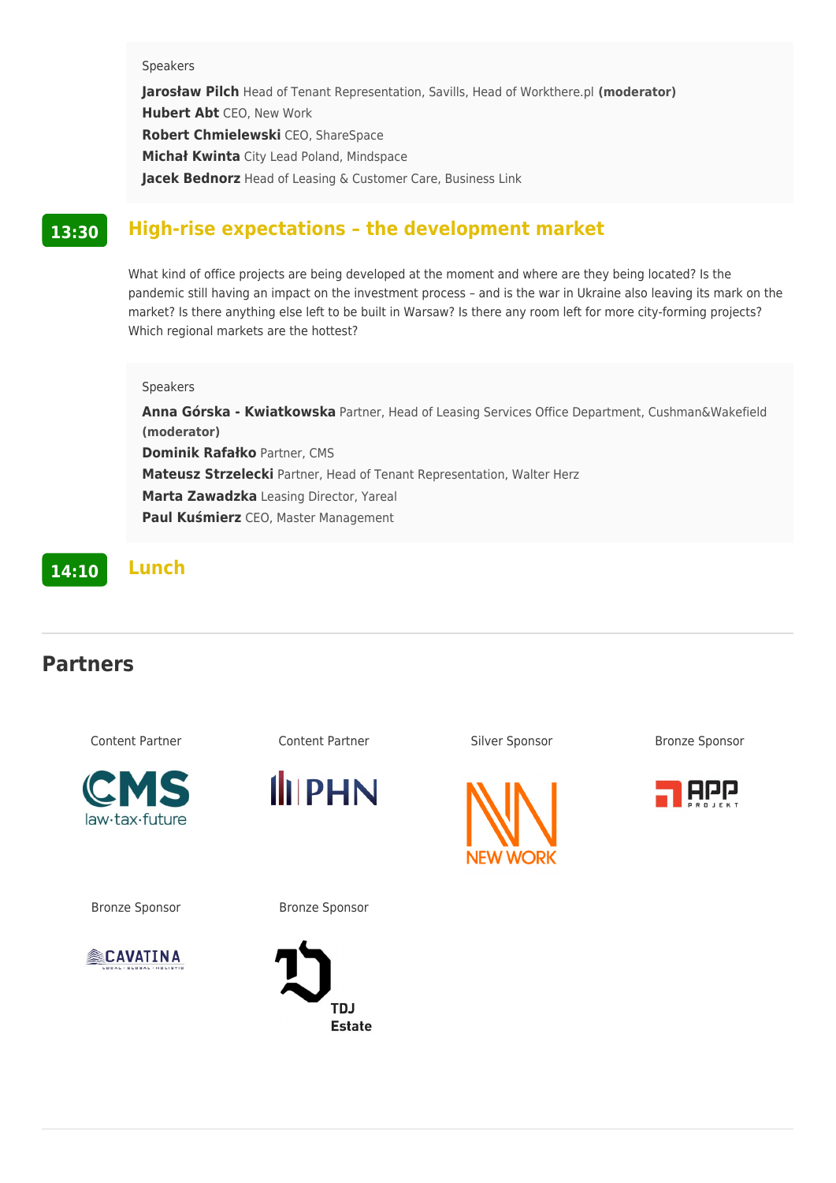Speakers

**Jarosław Pilch** Head of Tenant Representation, Savills, Head of Workthere.pl **(moderator)**
**Hubert Abt** CEO, New Work
**Robert Chmielewski** CEO, ShareSpace
**Michał Kwinta** City Lead Poland, Mindspace
**Jacek Bednorz** Head of Leasing & Customer Care, Business Link

## 13:30 High-rise expectations – the development market

What kind of office projects are being developed at the moment and where are they being located? Is the pandemic still having an impact on the investment process – and is the war in Ukraine also leaving its mark on the market? Is there anything else left to be built in Warsaw? Is there any room left for more city-forming projects? Which regional markets are the hottest?

Speakers

**Anna Górska - Kwiatkowska** Partner, Head of Leasing Services Office Department, Cushman&Wakefield **(moderator)**
**Dominik Rafałko** Partner, CMS
**Mateusz Strzelecki** Partner, Head of Tenant Representation, Walter Herz
**Marta Zawadzka** Leasing Director, Yareal
**Paul Kuśmierz** CEO, Master Management

## 14:10 Lunch

---

## Partners

Content Partner

CMS law·tax·future

Content Partner

PHN

Silver Sponsor

NEW WORK

Bronze Sponsor

APP PROJEKT

Bronze Sponsor

CAVATINA

Bronze Sponsor

TDJ Estate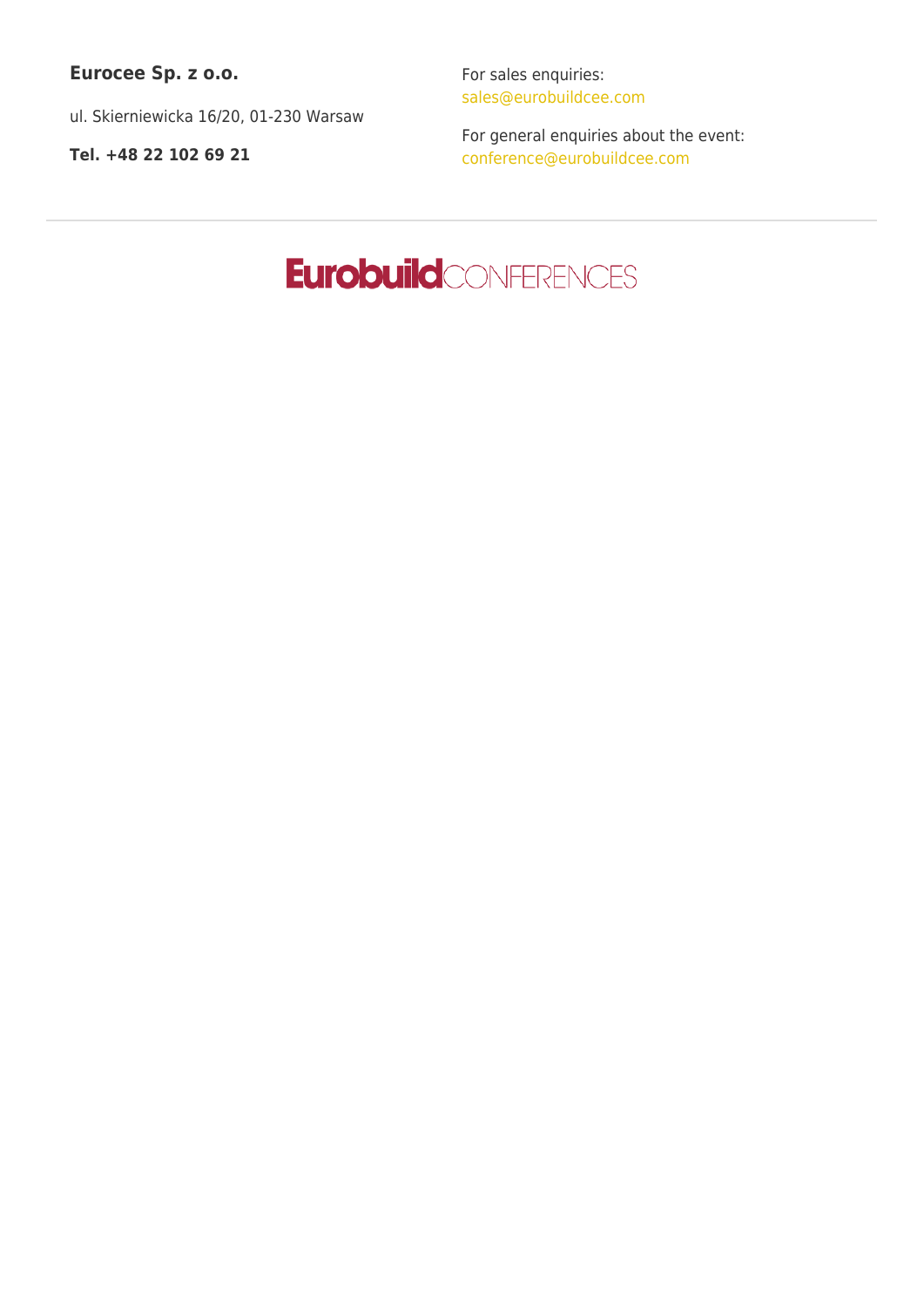**Eurocee Sp. z o.o.**

ul. Skierniewicka 16/20, 01-230 Warsaw

**Tel. +48 22 102 69 21**

For sales enquiries:
sales@eurobuildcee.com

For general enquiries about the event:
conference@eurobuildcee.com

---

EurobuildCONFERENCES